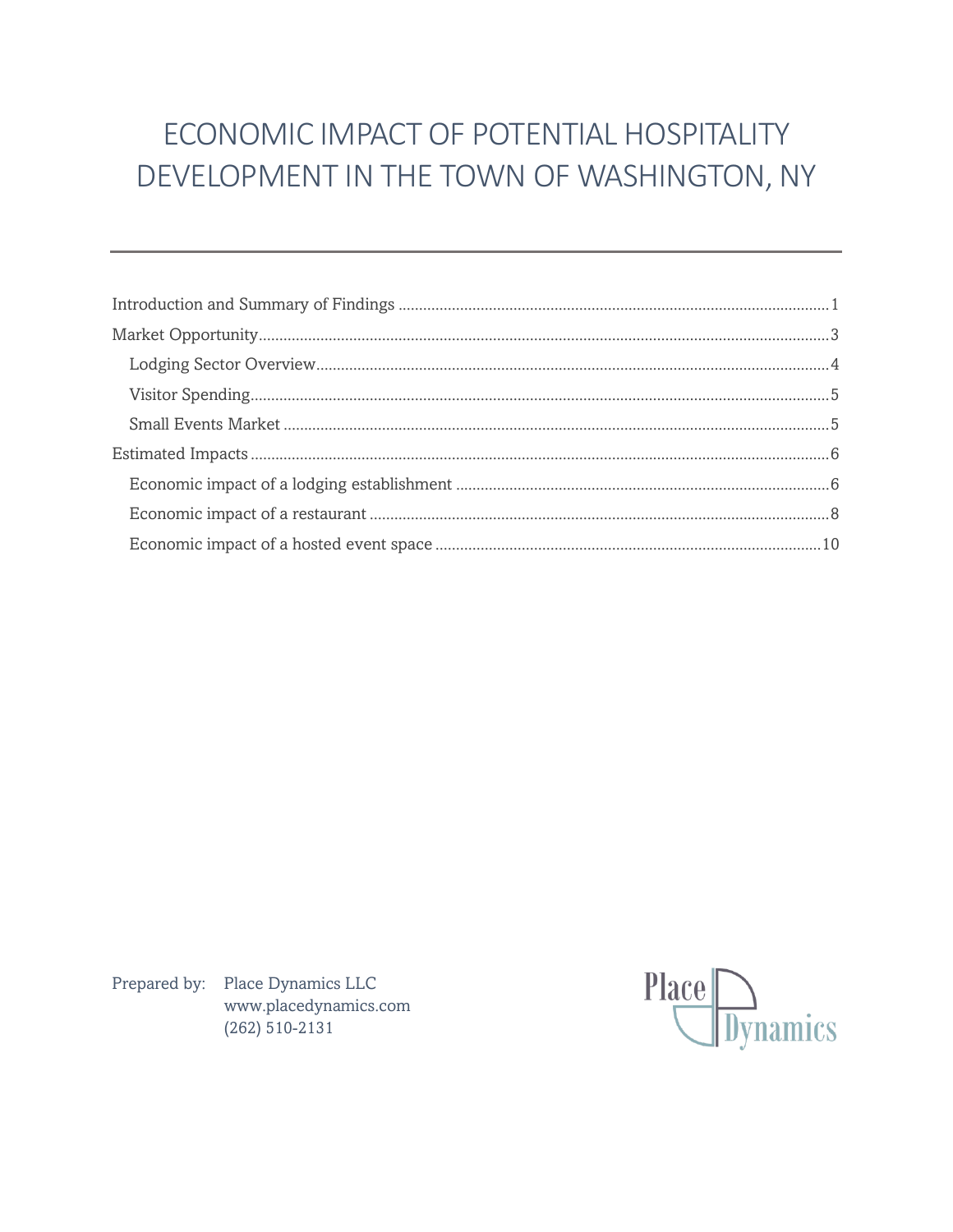# ECONOMIC IMPACT OF POTENTIAL HOSPITALITY DEVELOPMENT IN THE TOWN OF WASHINGTON, NY

---

Introduction and Summary of Findings ........ 1

Market Opportunity ........ 3

- Lodging Sector Overview ........ 4
- Visitor Spending ........ 5
- Small Events Market ........ 5

Estimated Impacts ........ 6

- Economic impact of a lodging establishment ........ 6
- Economic impact of a restaurant ........ 8
- Economic impact of a hosted event space ........ 10

Prepared by: Place Dynamics LLC
www.placedynamics.com
(262) 510-2131

Place Dynamics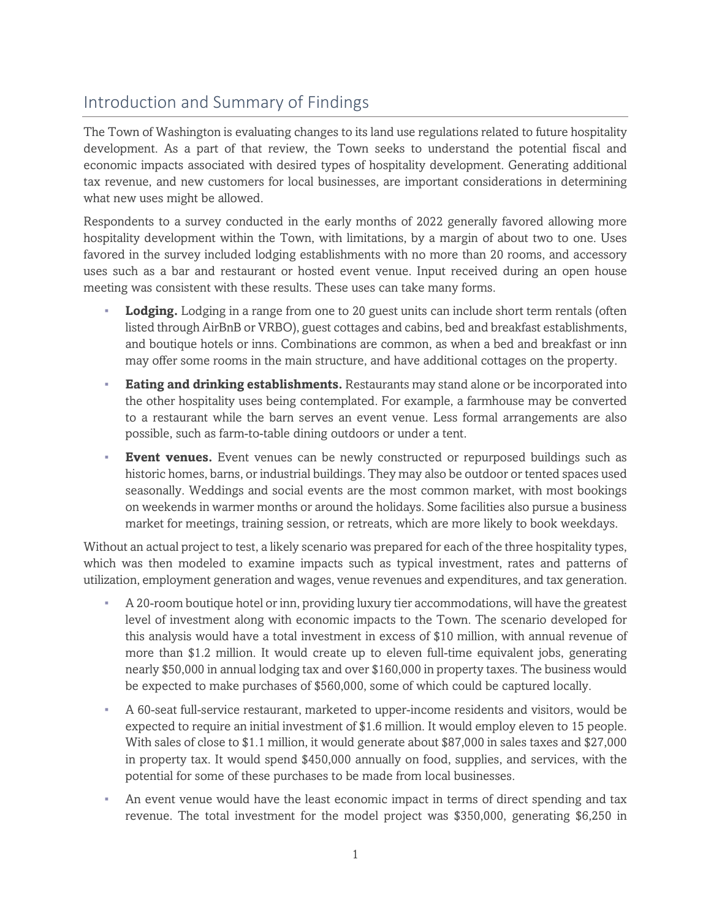## Introduction and Summary of Findings

The Town of Washington is evaluating changes to its land use regulations related to future hospitality development. As a part of that review, the Town seeks to understand the potential fiscal and economic impacts associated with desired types of hospitality development. Generating additional tax revenue, and new customers for local businesses, are important considerations in determining what new uses might be allowed.

Respondents to a survey conducted in the early months of 2022 generally favored allowing more hospitality development within the Town, with limitations, by a margin of about two to one. Uses favored in the survey included lodging establishments with no more than 20 rooms, and accessory uses such as a bar and restaurant or hosted event venue. Input received during an open house meeting was consistent with these results. These uses can take many forms.

- **Lodging.** Lodging in a range from one to 20 guest units can include short term rentals (often listed through AirBnB or VRBO), guest cottages and cabins, bed and breakfast establishments, and boutique hotels or inns. Combinations are common, as when a bed and breakfast or inn may offer some rooms in the main structure, and have additional cottages on the property.
- **Eating and drinking establishments.** Restaurants may stand alone or be incorporated into the other hospitality uses being contemplated. For example, a farmhouse may be converted to a restaurant while the barn serves an event venue. Less formal arrangements are also possible, such as farm-to-table dining outdoors or under a tent.
- **Event venues.** Event venues can be newly constructed or repurposed buildings such as historic homes, barns, or industrial buildings. They may also be outdoor or tented spaces used seasonally. Weddings and social events are the most common market, with most bookings on weekends in warmer months or around the holidays. Some facilities also pursue a business market for meetings, training session, or retreats, which are more likely to book weekdays.

Without an actual project to test, a likely scenario was prepared for each of the three hospitality types, which was then modeled to examine impacts such as typical investment, rates and patterns of utilization, employment generation and wages, venue revenues and expenditures, and tax generation.

- A 20-room boutique hotel or inn, providing luxury tier accommodations, will have the greatest level of investment along with economic impacts to the Town. The scenario developed for this analysis would have a total investment in excess of $10 million, with annual revenue of more than $1.2 million. It would create up to eleven full-time equivalent jobs, generating nearly $50,000 in annual lodging tax and over $160,000 in property taxes. The business would be expected to make purchases of $560,000, some of which could be captured locally.
- A 60-seat full-service restaurant, marketed to upper-income residents and visitors, would be expected to require an initial investment of $1.6 million. It would employ eleven to 15 people. With sales of close to $1.1 million, it would generate about $87,000 in sales taxes and $27,000 in property tax. It would spend $450,000 annually on food, supplies, and services, with the potential for some of these purchases to be made from local businesses.
- An event venue would have the least economic impact in terms of direct spending and tax revenue. The total investment for the model project was $350,000, generating $6,250 in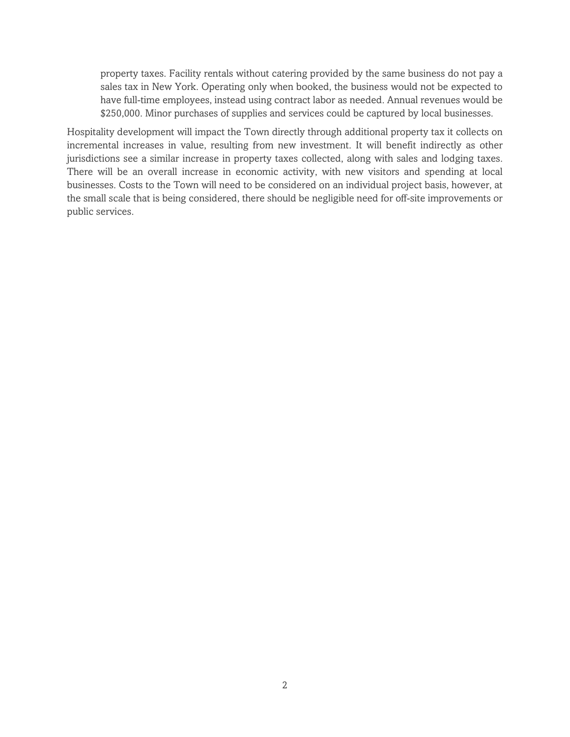property taxes. Facility rentals without catering provided by the same business do not pay a sales tax in New York. Operating only when booked, the business would not be expected to have full-time employees, instead using contract labor as needed. Annual revenues would be $250,000. Minor purchases of supplies and services could be captured by local businesses.

Hospitality development will impact the Town directly through additional property tax it collects on incremental increases in value, resulting from new investment. It will benefit indirectly as other jurisdictions see a similar increase in property taxes collected, along with sales and lodging taxes. There will be an overall increase in economic activity, with new visitors and spending at local businesses. Costs to the Town will need to be considered on an individual project basis, however, at the small scale that is being considered, there should be negligible need for off-site improvements or public services.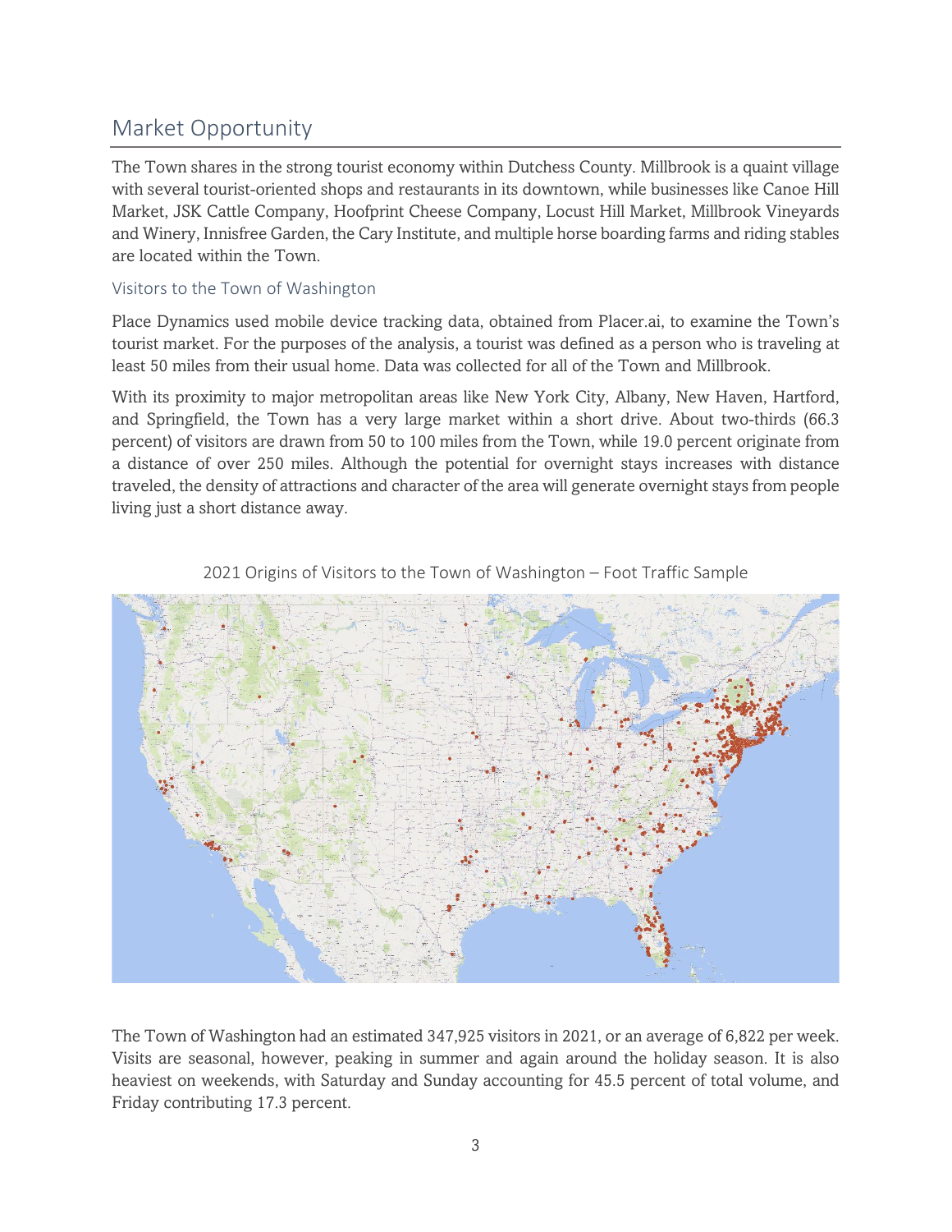## Market Opportunity

The Town shares in the strong tourist economy within Dutchess County. Millbrook is a quaint village with several tourist-oriented shops and restaurants in its downtown, while businesses like Canoe Hill Market, JSK Cattle Company, Hoofprint Cheese Company, Locust Hill Market, Millbrook Vineyards and Winery, Innisfree Garden, the Cary Institute, and multiple horse boarding farms and riding stables are located within the Town.

### Visitors to the Town of Washington

Place Dynamics used mobile device tracking data, obtained from Placer.ai, to examine the Town's tourist market. For the purposes of the analysis, a tourist was defined as a person who is traveling at least 50 miles from their usual home. Data was collected for all of the Town and Millbrook.

With its proximity to major metropolitan areas like New York City, Albany, New Haven, Hartford, and Springfield, the Town has a very large market within a short drive. About two-thirds (66.3 percent) of visitors are drawn from 50 to 100 miles from the Town, while 19.0 percent originate from a distance of over 250 miles. Although the potential for overnight stays increases with distance traveled, the density of attractions and character of the area will generate overnight stays from people living just a short distance away.

2021 Origins of Visitors to the Town of Washington – Foot Traffic Sample

The Town of Washington had an estimated 347,925 visitors in 2021, or an average of 6,822 per week. Visits are seasonal, however, peaking in summer and again around the holiday season. It is also heaviest on weekends, with Saturday and Sunday accounting for 45.5 percent of total volume, and Friday contributing 17.3 percent.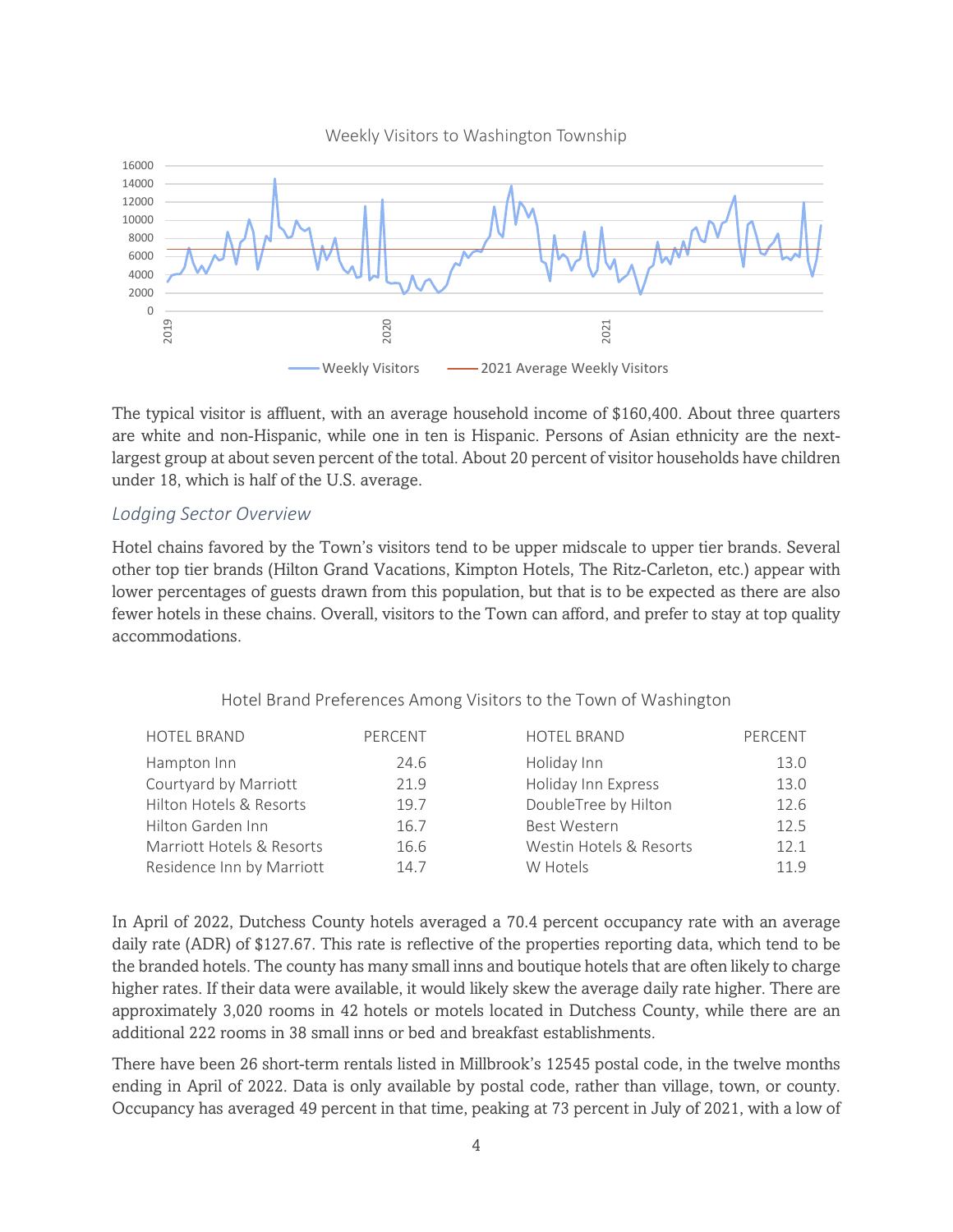Weekly Visitors to Washington Township

The typical visitor is affluent, with an average household income of $160,400. About three quarters are white and non-Hispanic, while one in ten is Hispanic. Persons of Asian ethnicity are the next-largest group at about seven percent of the total. About 20 percent of visitor households have children under 18, which is half of the U.S. average.

### *Lodging Sector Overview*

Hotel chains favored by the Town's visitors tend to be upper midscale to upper tier brands. Several other top tier brands (Hilton Grand Vacations, Kimpton Hotels, The Ritz-Carleton, etc.) appear with lower percentages of guests drawn from this population, but that is to be expected as there are also fewer hotels in these chains. Overall, visitors to the Town can afford, and prefer to stay at top quality accommodations.

Hotel Brand Preferences Among Visitors to the Town of Washington

| HOTEL BRAND | PERCENT | HOTEL BRAND | PERCENT |
|---|---|---|---|
| Hampton Inn | 24.6 | Holiday Inn | 13.0 |
| Courtyard by Marriott | 21.9 | Holiday Inn Express | 13.0 |
| Hilton Hotels & Resorts | 19.7 | DoubleTree by Hilton | 12.6 |
| Hilton Garden Inn | 16.7 | Best Western | 12.5 |
| Marriott Hotels & Resorts | 16.6 | Westin Hotels & Resorts | 12.1 |
| Residence Inn by Marriott | 14.7 | W Hotels | 11.9 |

In April of 2022, Dutchess County hotels averaged a 70.4 percent occupancy rate with an average daily rate (ADR) of $127.67. This rate is reflective of the properties reporting data, which tend to be the branded hotels. The county has many small inns and boutique hotels that are often likely to charge higher rates. If their data were available, it would likely skew the average daily rate higher. There are approximately 3,020 rooms in 42 hotels or motels located in Dutchess County, while there are an additional 222 rooms in 38 small inns or bed and breakfast establishments.

There have been 26 short-term rentals listed in Millbrook's 12545 postal code, in the twelve months ending in April of 2022. Data is only available by postal code, rather than village, town, or county. Occupancy has averaged 49 percent in that time, peaking at 73 percent in July of 2021, with a low of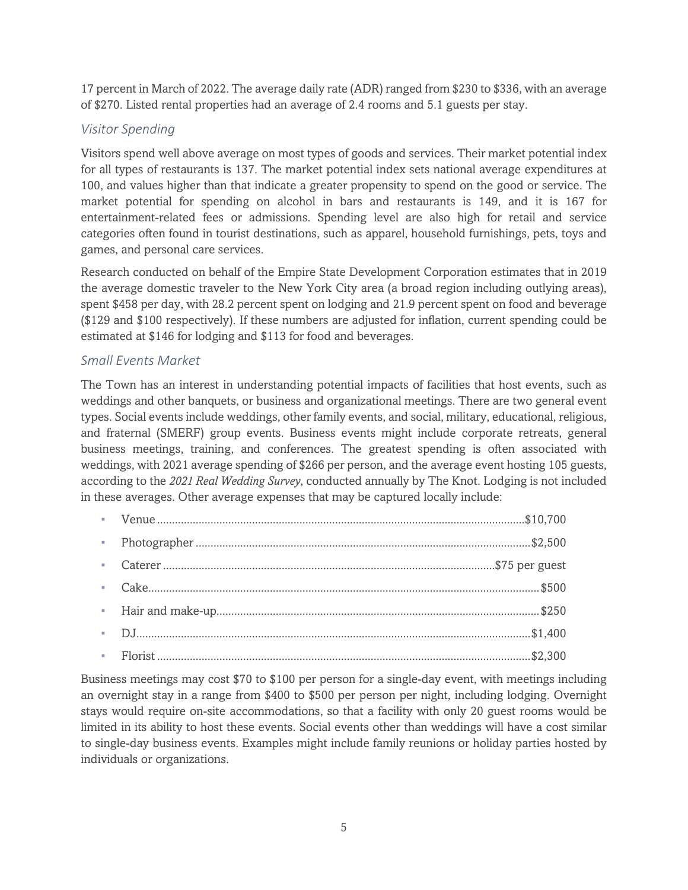17 percent in March of 2022. The average daily rate (ADR) ranged from $230 to $336, with an average of $270. Listed rental properties had an average of 2.4 rooms and 5.1 guests per stay.

### *Visitor Spending*

Visitors spend well above average on most types of goods and services. Their market potential index for all types of restaurants is 137. The market potential index sets national average expenditures at 100, and values higher than that indicate a greater propensity to spend on the good or service. The market potential for spending on alcohol in bars and restaurants is 149, and it is 167 for entertainment-related fees or admissions. Spending level are also high for retail and service categories often found in tourist destinations, such as apparel, household furnishings, pets, toys and games, and personal care services.

Research conducted on behalf of the Empire State Development Corporation estimates that in 2019 the average domestic traveler to the New York City area (a broad region including outlying areas), spent $458 per day, with 28.2 percent spent on lodging and 21.9 percent spent on food and beverage ($129 and $100 respectively). If these numbers are adjusted for inflation, current spending could be estimated at $146 for lodging and $113 for food and beverages.

### *Small Events Market*

The Town has an interest in understanding potential impacts of facilities that host events, such as weddings and other banquets, or business and organizational meetings. There are two general event types. Social events include weddings, other family events, and social, military, educational, religious, and fraternal (SMERF) group events. Business events might include corporate retreats, general business meetings, training, and conferences. The greatest spending is often associated with weddings, with 2021 average spending of $266 per person, and the average event hosting 105 guests, according to the *2021 Real Wedding Survey*, conducted annually by The Knot. Lodging is not included in these averages. Other average expenses that may be captured locally include:

- Venue .......... $10,700
- Photographer .......... $2,500
- Caterer .......... $75 per guest
- Cake .......... $500
- Hair and make-up .......... $250
- DJ .......... $1,400
- Florist .......... $2,300

Business meetings may cost $70 to $100 per person for a single-day event, with meetings including an overnight stay in a range from $400 to $500 per person per night, including lodging. Overnight stays would require on-site accommodations, so that a facility with only 20 guest rooms would be limited in its ability to host these events. Social events other than weddings will have a cost similar to single-day business events. Examples might include family reunions or holiday parties hosted by individuals or organizations.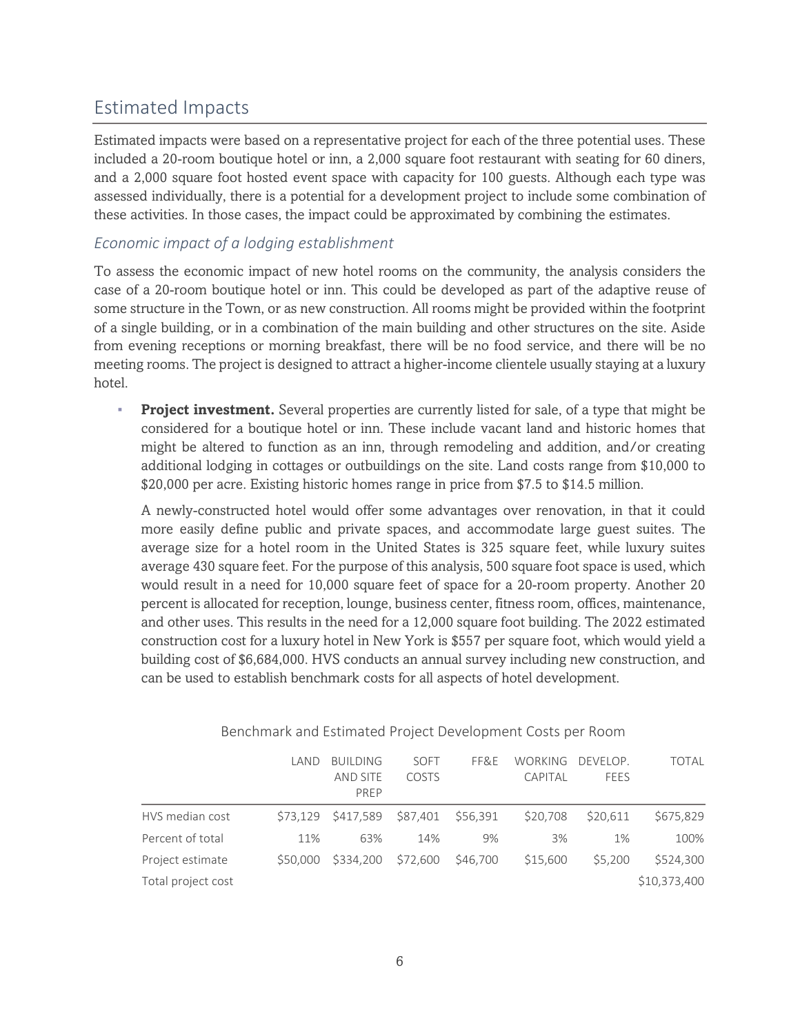## Estimated Impacts

Estimated impacts were based on a representative project for each of the three potential uses. These included a 20-room boutique hotel or inn, a 2,000 square foot restaurant with seating for 60 diners, and a 2,000 square foot hosted event space with capacity for 100 guests. Although each type was assessed individually, there is a potential for a development project to include some combination of these activities. In those cases, the impact could be approximated by combining the estimates.

### *Economic impact of a lodging establishment*

To assess the economic impact of new hotel rooms on the community, the analysis considers the case of a 20-room boutique hotel or inn. This could be developed as part of the adaptive reuse of some structure in the Town, or as new construction. All rooms might be provided within the footprint of a single building, or in a combination of the main building and other structures on the site. Aside from evening receptions or morning breakfast, there will be no food service, and there will be no meeting rooms. The project is designed to attract a higher-income clientele usually staying at a luxury hotel.

- **Project investment.** Several properties are currently listed for sale, of a type that might be considered for a boutique hotel or inn. These include vacant land and historic homes that might be altered to function as an inn, through remodeling and addition, and/or creating additional lodging in cottages or outbuildings on the site. Land costs range from $10,000 to $20,000 per acre. Existing historic homes range in price from $7.5 to $14.5 million.

  A newly-constructed hotel would offer some advantages over renovation, in that it could more easily define public and private spaces, and accommodate large guest suites. The average size for a hotel room in the United States is 325 square feet, while luxury suites average 430 square feet. For the purpose of this analysis, 500 square foot space is used, which would result in a need for 10,000 square feet of space for a 20-room property. Another 20 percent is allocated for reception, lounge, business center, fitness room, offices, maintenance, and other uses. This results in the need for a 12,000 square foot building. The 2022 estimated construction cost for a luxury hotel in New York is $557 per square foot, which would yield a building cost of $6,684,000. HVS conducts an annual survey including new construction, and can be used to establish benchmark costs for all aspects of hotel development.

Benchmark and Estimated Project Development Costs per Room

| | LAND | BUILDING AND SITE PREP | SOFT COSTS | FF&E | WORKING CAPITAL | DEVELOP. FEES | TOTAL |
|---|---|---|---|---|---|---|---|
| HVS median cost | $73,129 | $417,589 | $87,401 | $56,391 | $20,708 | $20,611 | $675,829 |
| Percent of total | 11% | 63% | 14% | 9% | 3% | 1% | 100% |
| Project estimate | $50,000 | $334,200 | $72,600 | $46,700 | $15,600 | $5,200 | $524,300 |
| Total project cost | | | | | | | $10,373,400 |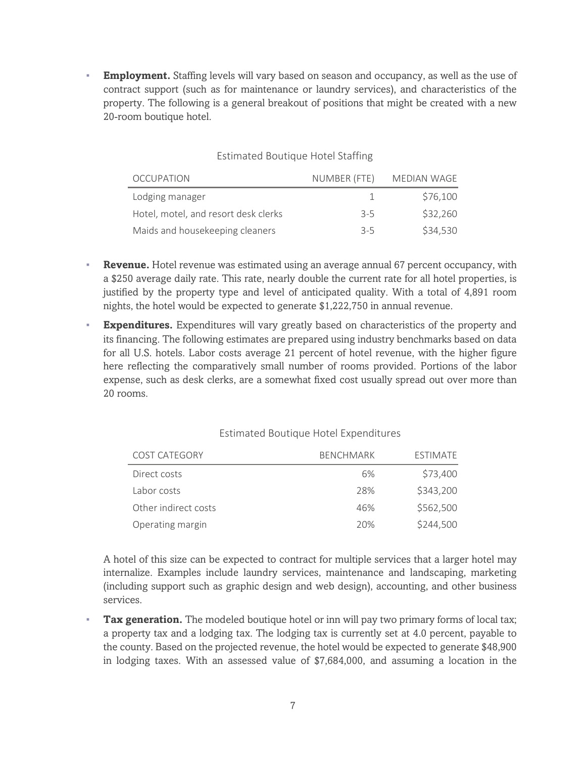- **Employment.** Staffing levels will vary based on season and occupancy, as well as the use of contract support (such as for maintenance or laundry services), and characteristics of the property. The following is a general breakout of positions that might be created with a new 20-room boutique hotel.

Estimated Boutique Hotel Staffing

| OCCUPATION | NUMBER (FTE) | MEDIAN WAGE |
|---|---|---|
| Lodging manager | 1 | $76,100 |
| Hotel, motel, and resort desk clerks | 3-5 | $32,260 |
| Maids and housekeeping cleaners | 3-5 | $34,530 |

- **Revenue.** Hotel revenue was estimated using an average annual 67 percent occupancy, with a $250 average daily rate. This rate, nearly double the current rate for all hotel properties, is justified by the property type and level of anticipated quality. With a total of 4,891 room nights, the hotel would be expected to generate $1,222,750 in annual revenue.
- **Expenditures.** Expenditures will vary greatly based on characteristics of the property and its financing. The following estimates are prepared using industry benchmarks based on data for all U.S. hotels. Labor costs average 21 percent of hotel revenue, with the higher figure here reflecting the comparatively small number of rooms provided. Portions of the labor expense, such as desk clerks, are a somewhat fixed cost usually spread out over more than 20 rooms.

Estimated Boutique Hotel Expenditures

| COST CATEGORY | BENCHMARK | ESTIMATE |
|---|---|---|
| Direct costs | 6% | $73,400 |
| Labor costs | 28% | $343,200 |
| Other indirect costs | 46% | $562,500 |
| Operating margin | 20% | $244,500 |

A hotel of this size can be expected to contract for multiple services that a larger hotel may internalize. Examples include laundry services, maintenance and landscaping, marketing (including support such as graphic design and web design), accounting, and other business services.

- **Tax generation.** The modeled boutique hotel or inn will pay two primary forms of local tax; a property tax and a lodging tax. The lodging tax is currently set at 4.0 percent, payable to the county. Based on the projected revenue, the hotel would be expected to generate $48,900 in lodging taxes. With an assessed value of $7,684,000, and assuming a location in the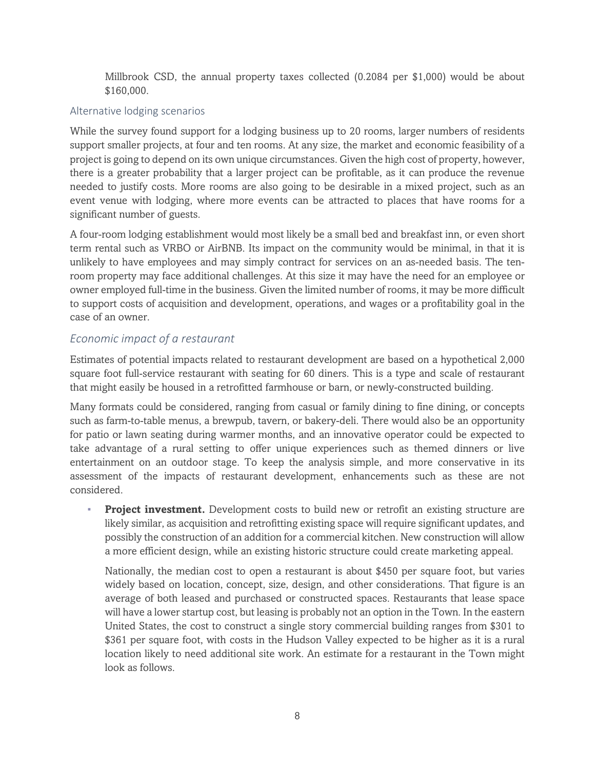Millbrook CSD, the annual property taxes collected (0.2084 per $1,000) would be about $160,000.

### Alternative lodging scenarios

While the survey found support for a lodging business up to 20 rooms, larger numbers of residents support smaller projects, at four and ten rooms. At any size, the market and economic feasibility of a project is going to depend on its own unique circumstances. Given the high cost of property, however, there is a greater probability that a larger project can be profitable, as it can produce the revenue needed to justify costs. More rooms are also going to be desirable in a mixed project, such as an event venue with lodging, where more events can be attracted to places that have rooms for a significant number of guests.

A four-room lodging establishment would most likely be a small bed and breakfast inn, or even short term rental such as VRBO or AirBNB. Its impact on the community would be minimal, in that it is unlikely to have employees and may simply contract for services on an as-needed basis. The ten-room property may face additional challenges. At this size it may have the need for an employee or owner employed full-time in the business. Given the limited number of rooms, it may be more difficult to support costs of acquisition and development, operations, and wages or a profitability goal in the case of an owner.

## *Economic impact of a restaurant*

Estimates of potential impacts related to restaurant development are based on a hypothetical 2,000 square foot full-service restaurant with seating for 60 diners. This is a type and scale of restaurant that might easily be housed in a retrofitted farmhouse or barn, or newly-constructed building.

Many formats could be considered, ranging from casual or family dining to fine dining, or concepts such as farm-to-table menus, a brewpub, tavern, or bakery-deli. There would also be an opportunity for patio or lawn seating during warmer months, and an innovative operator could be expected to take advantage of a rural setting to offer unique experiences such as themed dinners or live entertainment on an outdoor stage. To keep the analysis simple, and more conservative in its assessment of the impacts of restaurant development, enhancements such as these are not considered.

- **Project investment.** Development costs to build new or retrofit an existing structure are likely similar, as acquisition and retrofitting existing space will require significant updates, and possibly the construction of an addition for a commercial kitchen. New construction will allow a more efficient design, while an existing historic structure could create marketing appeal.

  Nationally, the median cost to open a restaurant is about $450 per square foot, but varies widely based on location, concept, size, design, and other considerations. That figure is an average of both leased and purchased or constructed spaces. Restaurants that lease space will have a lower startup cost, but leasing is probably not an option in the Town. In the eastern United States, the cost to construct a single story commercial building ranges from $301 to $361 per square foot, with costs in the Hudson Valley expected to be higher as it is a rural location likely to need additional site work. An estimate for a restaurant in the Town might look as follows.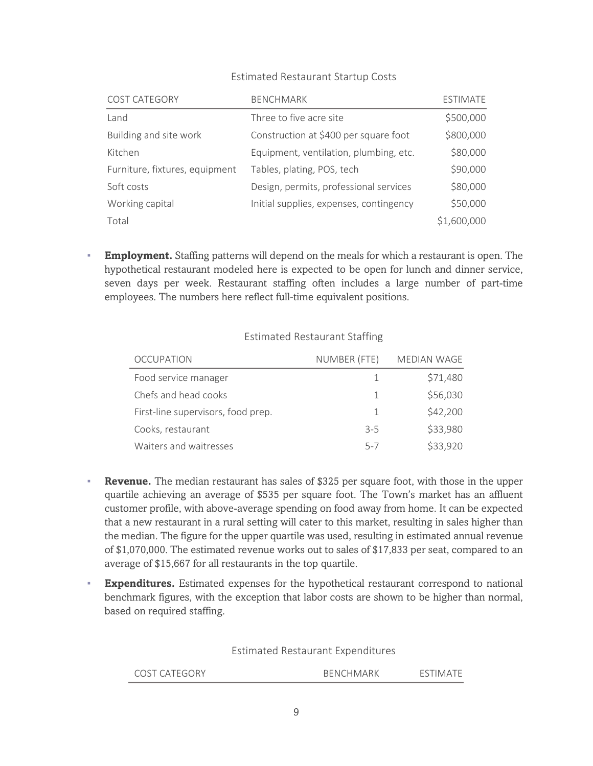Estimated Restaurant Startup Costs

| COST CATEGORY | BENCHMARK | ESTIMATE |
|---|---|---|
| Land | Three to five acre site | $500,000 |
| Building and site work | Construction at $400 per square foot | $800,000 |
| Kitchen | Equipment, ventilation, plumbing, etc. | $80,000 |
| Furniture, fixtures, equipment | Tables, plating, POS, tech | $90,000 |
| Soft costs | Design, permits, professional services | $80,000 |
| Working capital | Initial supplies, expenses, contingency | $50,000 |
| Total | | $1,600,000 |

- **Employment.** Staffing patterns will depend on the meals for which a restaurant is open. The hypothetical restaurant modeled here is expected to be open for lunch and dinner service, seven days per week. Restaurant staffing often includes a large number of part-time employees. The numbers here reflect full-time equivalent positions.

Estimated Restaurant Staffing

| OCCUPATION | NUMBER (FTE) | MEDIAN WAGE |
|---|---|---|
| Food service manager | 1 | $71,480 |
| Chefs and head cooks | 1 | $56,030 |
| First-line supervisors, food prep. | 1 | $42,200 |
| Cooks, restaurant | 3-5 | $33,980 |
| Waiters and waitresses | 5-7 | $33,920 |

- **Revenue.** The median restaurant has sales of $325 per square foot, with those in the upper quartile achieving an average of $535 per square foot. The Town's market has an affluent customer profile, with above-average spending on food away from home. It can be expected that a new restaurant in a rural setting will cater to this market, resulting in sales higher than the median. The figure for the upper quartile was used, resulting in estimated annual revenue of $1,070,000. The estimated revenue works out to sales of $17,833 per seat, compared to an average of $15,667 for all restaurants in the top quartile.
- **Expenditures.** Estimated expenses for the hypothetical restaurant correspond to national benchmark figures, with the exception that labor costs are shown to be higher than normal, based on required staffing.

Estimated Restaurant Expenditures

| COST CATEGORY | BENCHMARK | ESTIMATE |
|---|---|---|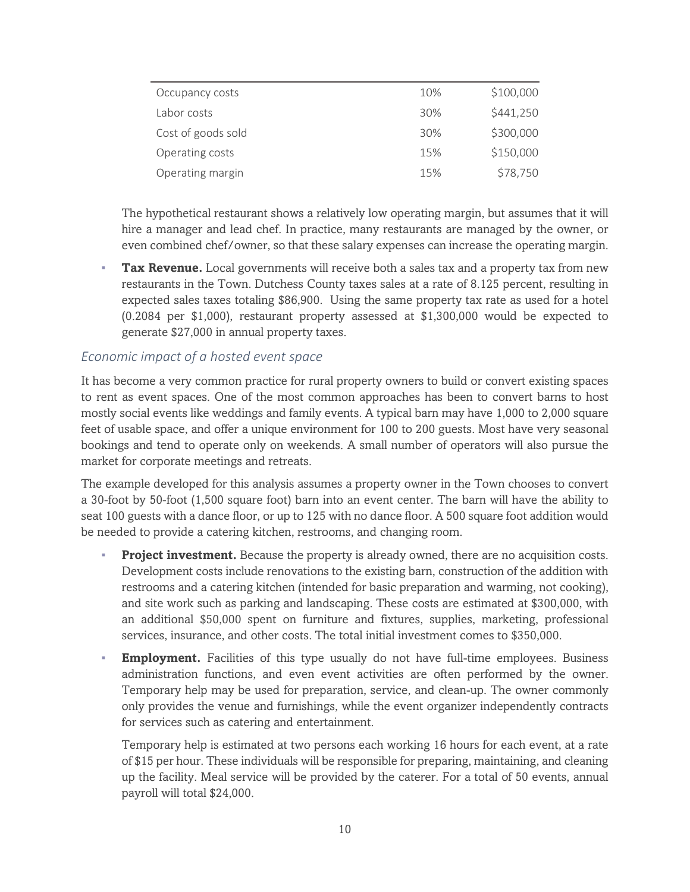| | | |
|---|---|---|
| Occupancy costs | 10% | $100,000 |
| Labor costs | 30% | $441,250 |
| Cost of goods sold | 30% | $300,000 |
| Operating costs | 15% | $150,000 |
| Operating margin | 15% | $78,750 |

The hypothetical restaurant shows a relatively low operating margin, but assumes that it will hire a manager and lead chef. In practice, many restaurants are managed by the owner, or even combined chef/owner, so that these salary expenses can increase the operating margin.

- **Tax Revenue.** Local governments will receive both a sales tax and a property tax from new restaurants in the Town. Dutchess County taxes sales at a rate of 8.125 percent, resulting in expected sales taxes totaling $86,900. Using the same property tax rate as used for a hotel (0.2084 per $1,000), restaurant property assessed at $1,300,000 would be expected to generate $27,000 in annual property taxes.

### *Economic impact of a hosted event space*

It has become a very common practice for rural property owners to build or convert existing spaces to rent as event spaces. One of the most common approaches has been to convert barns to host mostly social events like weddings and family events. A typical barn may have 1,000 to 2,000 square feet of usable space, and offer a unique environment for 100 to 200 guests. Most have very seasonal bookings and tend to operate only on weekends. A small number of operators will also pursue the market for corporate meetings and retreats.

The example developed for this analysis assumes a property owner in the Town chooses to convert a 30-foot by 50-foot (1,500 square foot) barn into an event center. The barn will have the ability to seat 100 guests with a dance floor, or up to 125 with no dance floor. A 500 square foot addition would be needed to provide a catering kitchen, restrooms, and changing room.

- **Project investment.** Because the property is already owned, there are no acquisition costs. Development costs include renovations to the existing barn, construction of the addition with restrooms and a catering kitchen (intended for basic preparation and warming, not cooking), and site work such as parking and landscaping. These costs are estimated at $300,000, with an additional $50,000 spent on furniture and fixtures, supplies, marketing, professional services, insurance, and other costs. The total initial investment comes to $350,000.

- **Employment.** Facilities of this type usually do not have full-time employees. Business administration functions, and even event activities are often performed by the owner. Temporary help may be used for preparation, service, and clean-up. The owner commonly only provides the venue and furnishings, while the event organizer independently contracts for services such as catering and entertainment.

  Temporary help is estimated at two persons each working 16 hours for each event, at a rate of $15 per hour. These individuals will be responsible for preparing, maintaining, and cleaning up the facility. Meal service will be provided by the caterer. For a total of 50 events, annual payroll will total $24,000.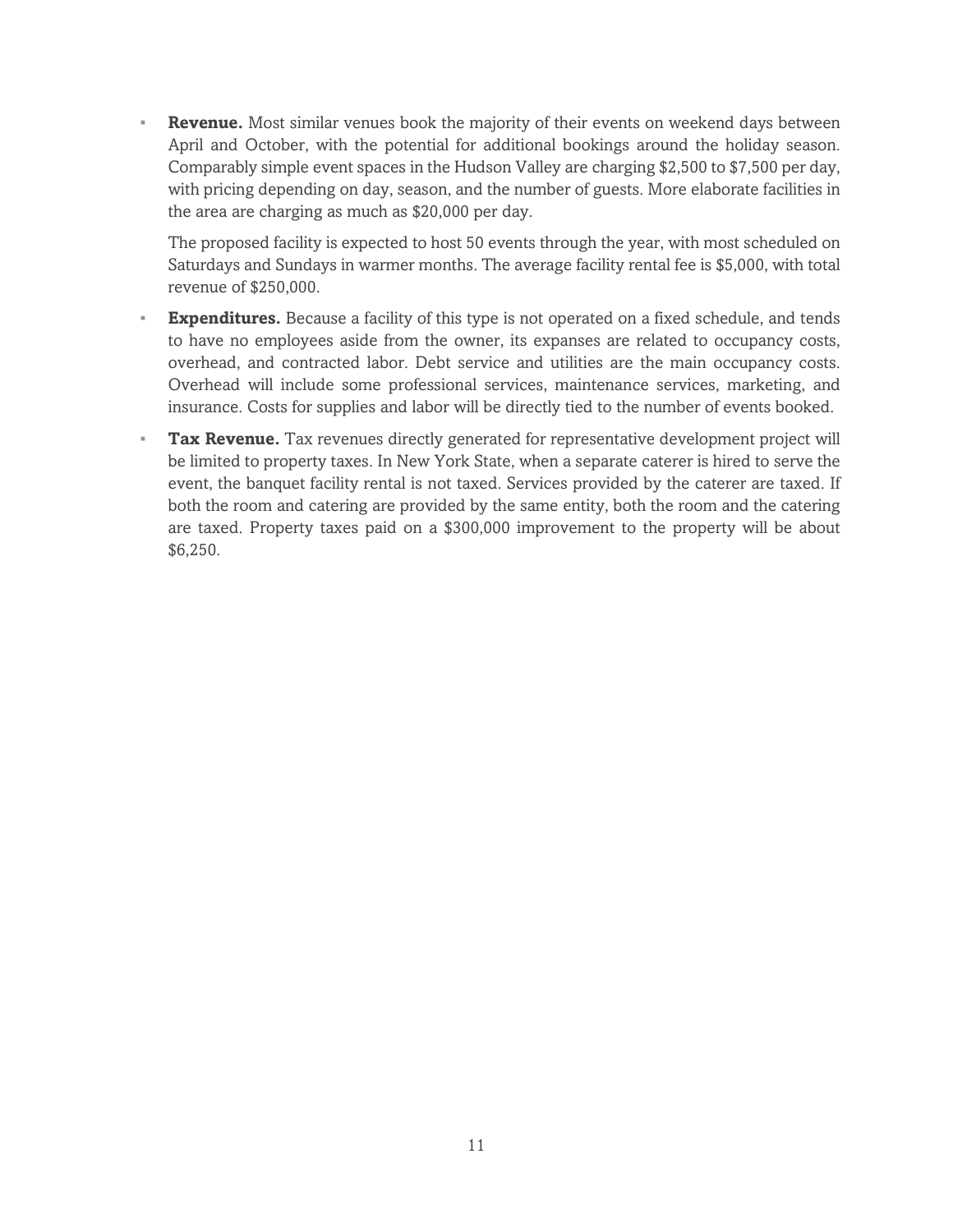- **Revenue.** Most similar venues book the majority of their events on weekend days between April and October, with the potential for additional bookings around the holiday season. Comparably simple event spaces in the Hudson Valley are charging $2,500 to $7,500 per day, with pricing depending on day, season, and the number of guests. More elaborate facilities in the area are charging as much as $20,000 per day.

  The proposed facility is expected to host 50 events through the year, with most scheduled on Saturdays and Sundays in warmer months. The average facility rental fee is $5,000, with total revenue of $250,000.

- **Expenditures.** Because a facility of this type is not operated on a fixed schedule, and tends to have no employees aside from the owner, its expanses are related to occupancy costs, overhead, and contracted labor. Debt service and utilities are the main occupancy costs. Overhead will include some professional services, maintenance services, marketing, and insurance. Costs for supplies and labor will be directly tied to the number of events booked.

- **Tax Revenue.** Tax revenues directly generated for representative development project will be limited to property taxes. In New York State, when a separate caterer is hired to serve the event, the banquet facility rental is not taxed. Services provided by the caterer are taxed. If both the room and catering are provided by the same entity, both the room and the catering are taxed. Property taxes paid on a $300,000 improvement to the property will be about $6,250.